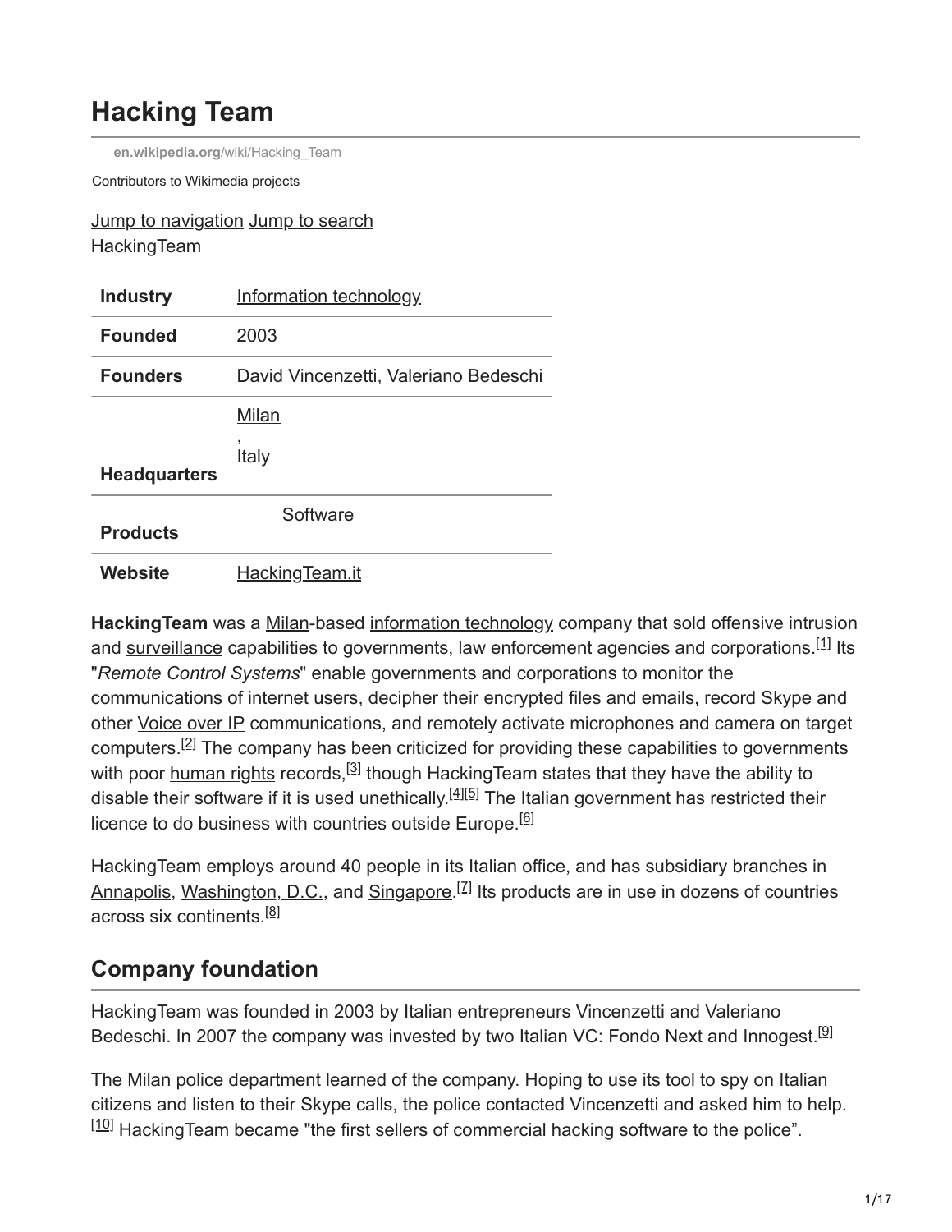# Hacking Team

en.wikipedia.org/wiki/Hacking_Team

Contributors to Wikimedia projects

Jump to navigation Jump to search

HackingTeam

| | |
|---|---|
| **Industry** | Information technology |
| **Founded** | 2003 |
| **Founders** | David Vincenzetti, Valeriano Bedeschi |
| **Headquarters** | Milan, Italy |
| **Products** | Software |
| **Website** | HackingTeam.it |

**HackingTeam** was a Milan-based information technology company that sold offensive intrusion and surveillance capabilities to governments, law enforcement agencies and corporations.[1] Its "*Remote Control Systems*" enable governments and corporations to monitor the communications of internet users, decipher their encrypted files and emails, record Skype and other Voice over IP communications, and remotely activate microphones and camera on target computers.[2] The company has been criticized for providing these capabilities to governments with poor human rights records,[3] though HackingTeam states that they have the ability to disable their software if it is used unethically.[4][5] The Italian government has restricted their licence to do business with countries outside Europe.[6]

HackingTeam employs around 40 people in its Italian office, and has subsidiary branches in Annapolis, Washington, D.C., and Singapore.[7] Its products are in use in dozens of countries across six continents.[8]

## Company foundation

HackingTeam was founded in 2003 by Italian entrepreneurs Vincenzetti and Valeriano Bedeschi. In 2007 the company was invested by two Italian VC: Fondo Next and Innogest.[9]

The Milan police department learned of the company. Hoping to use its tool to spy on Italian citizens and listen to their Skype calls, the police contacted Vincenzetti and asked him to help. [10] HackingTeam became "the first sellers of commercial hacking software to the police".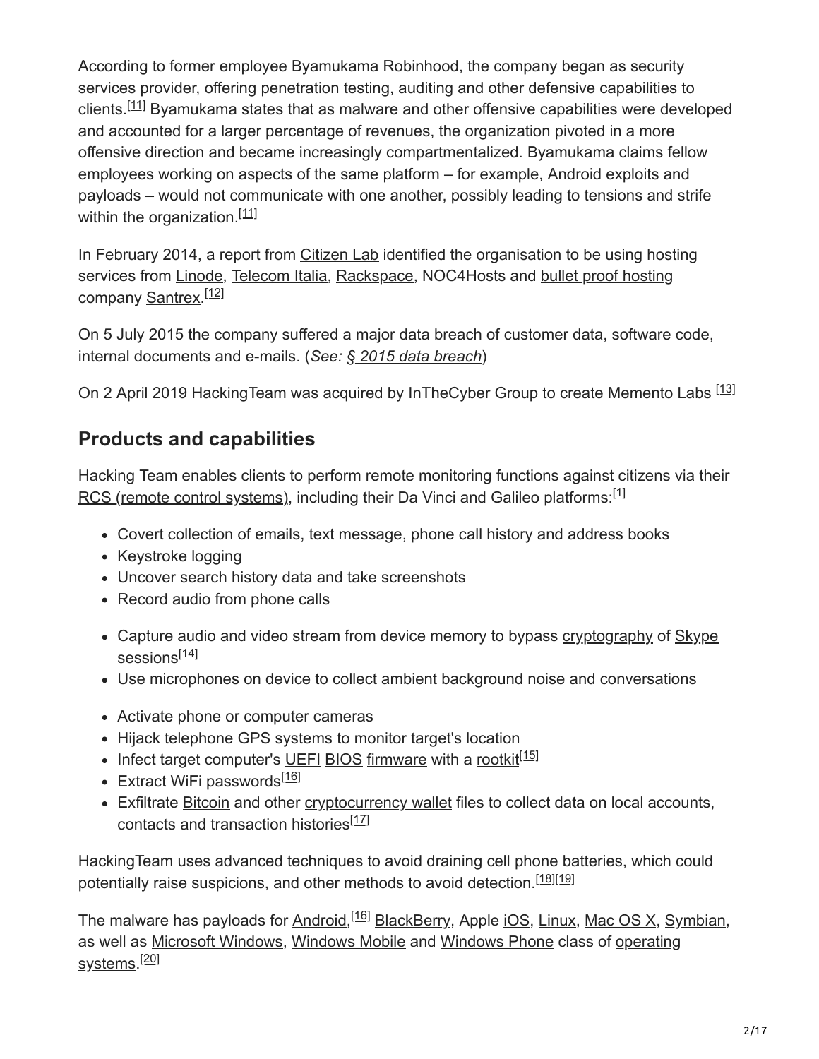According to former employee Byamukama Robinhood, the company began as security services provider, offering penetration testing, auditing and other defensive capabilities to clients.[11] Byamukama states that as malware and other offensive capabilities were developed and accounted for a larger percentage of revenues, the organization pivoted in a more offensive direction and became increasingly compartmentalized. Byamukama claims fellow employees working on aspects of the same platform – for example, Android exploits and payloads – would not communicate with one another, possibly leading to tensions and strife within the organization.[11]

In February 2014, a report from Citizen Lab identified the organisation to be using hosting services from Linode, Telecom Italia, Rackspace, NOC4Hosts and bullet proof hosting company Santrex.[12]

On 5 July 2015 the company suffered a major data breach of customer data, software code, internal documents and e-mails. (*See: § 2015 data breach*)

On 2 April 2019 HackingTeam was acquired by InTheCyber Group to create Memento Labs [13]

## Products and capabilities

Hacking Team enables clients to perform remote monitoring functions against citizens via their RCS (remote control systems), including their Da Vinci and Galileo platforms:[1]

- Covert collection of emails, text message, phone call history and address books
- Keystroke logging
- Uncover search history data and take screenshots
- Record audio from phone calls
- Capture audio and video stream from device memory to bypass cryptography of Skype sessions[14]
- Use microphones on device to collect ambient background noise and conversations
- Activate phone or computer cameras
- Hijack telephone GPS systems to monitor target's location
- Infect target computer's UEFI BIOS firmware with a rootkit[15]
- Extract WiFi passwords[16]
- Exfiltrate Bitcoin and other cryptocurrency wallet files to collect data on local accounts, contacts and transaction histories[17]

HackingTeam uses advanced techniques to avoid draining cell phone batteries, which could potentially raise suspicions, and other methods to avoid detection.[18][19]

The malware has payloads for Android,[16] BlackBerry, Apple iOS, Linux, Mac OS X, Symbian, as well as Microsoft Windows, Windows Mobile and Windows Phone class of operating systems.[20]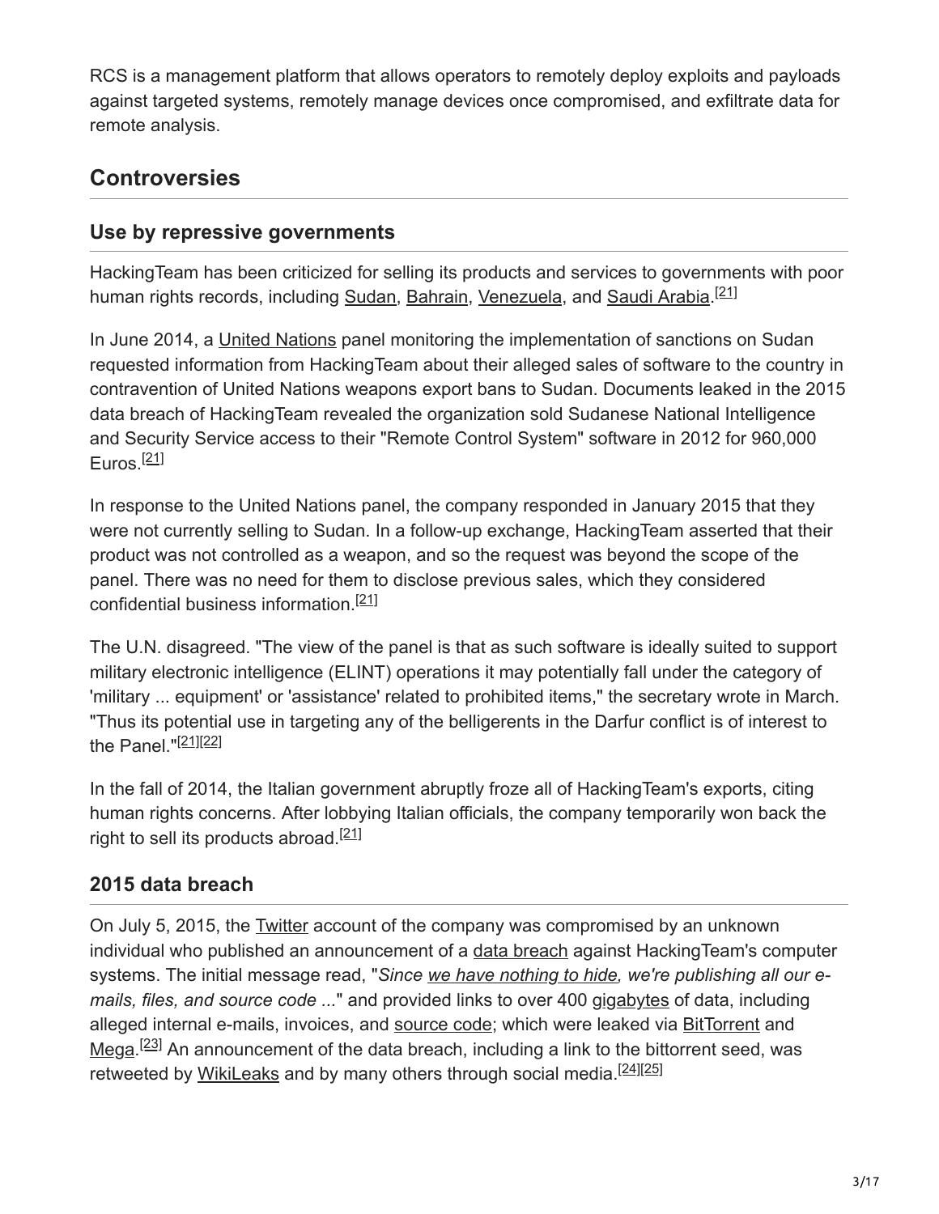RCS is a management platform that allows operators to remotely deploy exploits and payloads against targeted systems, remotely manage devices once compromised, and exfiltrate data for remote analysis.

## Controversies

### Use by repressive governments

HackingTeam has been criticized for selling its products and services to governments with poor human rights records, including Sudan, Bahrain, Venezuela, and Saudi Arabia.[21]

In June 2014, a United Nations panel monitoring the implementation of sanctions on Sudan requested information from HackingTeam about their alleged sales of software to the country in contravention of United Nations weapons export bans to Sudan. Documents leaked in the 2015 data breach of HackingTeam revealed the organization sold Sudanese National Intelligence and Security Service access to their "Remote Control System" software in 2012 for 960,000 Euros.[21]

In response to the United Nations panel, the company responded in January 2015 that they were not currently selling to Sudan. In a follow-up exchange, HackingTeam asserted that their product was not controlled as a weapon, and so the request was beyond the scope of the panel. There was no need for them to disclose previous sales, which they considered confidential business information.[21]

The U.N. disagreed. "The view of the panel is that as such software is ideally suited to support military electronic intelligence (ELINT) operations it may potentially fall under the category of 'military ... equipment' or 'assistance' related to prohibited items," the secretary wrote in March. "Thus its potential use in targeting any of the belligerents in the Darfur conflict is of interest to the Panel."[21][22]

In the fall of 2014, the Italian government abruptly froze all of HackingTeam's exports, citing human rights concerns. After lobbying Italian officials, the company temporarily won back the right to sell its products abroad.[21]

### 2015 data breach

On July 5, 2015, the Twitter account of the company was compromised by an unknown individual who published an announcement of a data breach against HackingTeam's computer systems. The initial message read, "*Since we have nothing to hide, we're publishing all our e-mails, files, and source code ...*" and provided links to over 400 gigabytes of data, including alleged internal e-mails, invoices, and source code; which were leaked via BitTorrent and Mega.[23] An announcement of the data breach, including a link to the bittorrent seed, was retweeted by WikiLeaks and by many others through social media.[24][25]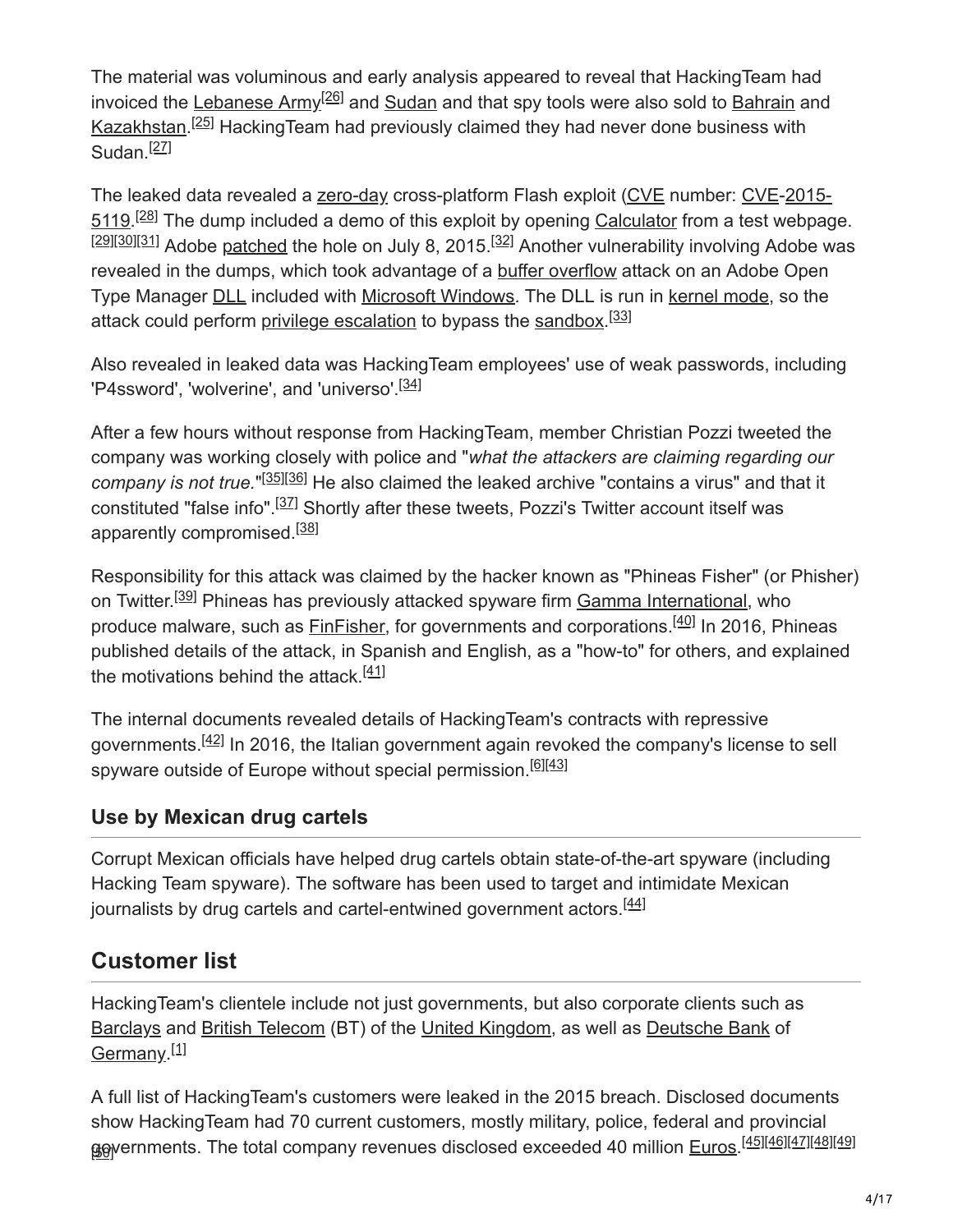The material was voluminous and early analysis appeared to reveal that HackingTeam had invoiced the Lebanese Army[26] and Sudan and that spy tools were also sold to Bahrain and Kazakhstan.[25] HackingTeam had previously claimed they had never done business with Sudan.[27]

The leaked data revealed a zero-day cross-platform Flash exploit (CVE number: CVE-2015-5119.[28] The dump included a demo of this exploit by opening Calculator from a test webpage.[29][30][31] Adobe patched the hole on July 8, 2015.[32] Another vulnerability involving Adobe was revealed in the dumps, which took advantage of a buffer overflow attack on an Adobe Open Type Manager DLL included with Microsoft Windows. The DLL is run in kernel mode, so the attack could perform privilege escalation to bypass the sandbox.[33]

Also revealed in leaked data was HackingTeam employees' use of weak passwords, including 'P4ssword', 'wolverine', and 'universo'.[34]

After a few hours without response from HackingTeam, member Christian Pozzi tweeted the company was working closely with police and "*what the attackers are claiming regarding our company is not true.*"[35][36] He also claimed the leaked archive "contains a virus" and that it constituted "false info".[37] Shortly after these tweets, Pozzi's Twitter account itself was apparently compromised.[38]

Responsibility for this attack was claimed by the hacker known as "Phineas Fisher" (or Phisher) on Twitter.[39] Phineas has previously attacked spyware firm Gamma International, who produce malware, such as FinFisher, for governments and corporations.[40] In 2016, Phineas published details of the attack, in Spanish and English, as a "how-to" for others, and explained the motivations behind the attack.[41]

The internal documents revealed details of HackingTeam's contracts with repressive governments.[42] In 2016, the Italian government again revoked the company's license to sell spyware outside of Europe without special permission.[6][43]

### Use by Mexican drug cartels

Corrupt Mexican officials have helped drug cartels obtain state-of-the-art spyware (including Hacking Team spyware). The software has been used to target and intimidate Mexican journalists by drug cartels and cartel-entwined government actors.[44]

## Customer list

HackingTeam's clientele include not just governments, but also corporate clients such as Barclays and British Telecom (BT) of the United Kingdom, as well as Deutsche Bank of Germany.[1]

A full list of HackingTeam's customers were leaked in the 2015 breach. Disclosed documents show HackingTeam had 70 current customers, mostly military, police, federal and provincial governments. The total company revenues disclosed exceeded 40 million Euros.[45][46][47][48][49][50]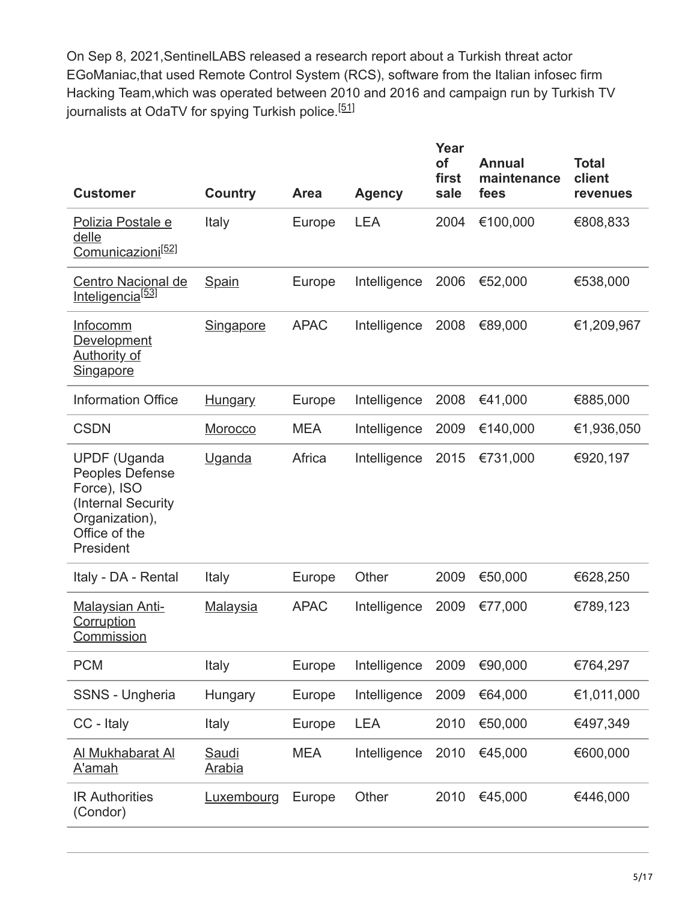On Sep 8, 2021,SentinelLABS released a research report about a Turkish threat actor EGoManiac,that used Remote Control System (RCS), software from the Italian infosec firm Hacking Team,which was operated between 2010 and 2016 and campaign run by Turkish TV journalists at OdaTV for spying Turkish police.[51]

| Customer | Country | Area | Agency | Year of first sale | Annual maintenance fees | Total client revenues |
|---|---|---|---|---|---|---|
| Polizia Postale e delle Comunicazioni[52] | Italy | Europe | LEA | 2004 | €100,000 | €808,833 |
| Centro Nacional de Inteligencia[53] | Spain | Europe | Intelligence | 2006 | €52,000 | €538,000 |
| Infocomm Development Authority of Singapore | Singapore | APAC | Intelligence | 2008 | €89,000 | €1,209,967 |
| Information Office | Hungary | Europe | Intelligence | 2008 | €41,000 | €885,000 |
| CSDN | Morocco | MEA | Intelligence | 2009 | €140,000 | €1,936,050 |
| UPDF (Uganda Peoples Defense Force), ISO (Internal Security Organization), Office of the President | Uganda | Africa | Intelligence | 2015 | €731,000 | €920,197 |
| Italy - DA - Rental | Italy | Europe | Other | 2009 | €50,000 | €628,250 |
| Malaysian Anti-Corruption Commission | Malaysia | APAC | Intelligence | 2009 | €77,000 | €789,123 |
| PCM | Italy | Europe | Intelligence | 2009 | €90,000 | €764,297 |
| SSNS - Ungheria | Hungary | Europe | Intelligence | 2009 | €64,000 | €1,011,000 |
| CC - Italy | Italy | Europe | LEA | 2010 | €50,000 | €497,349 |
| Al Mukhabarat Al A'amah | Saudi Arabia | MEA | Intelligence | 2010 | €45,000 | €600,000 |
| IR Authorities (Condor) | Luxembourg | Europe | Other | 2010 | €45,000 | €446,000 |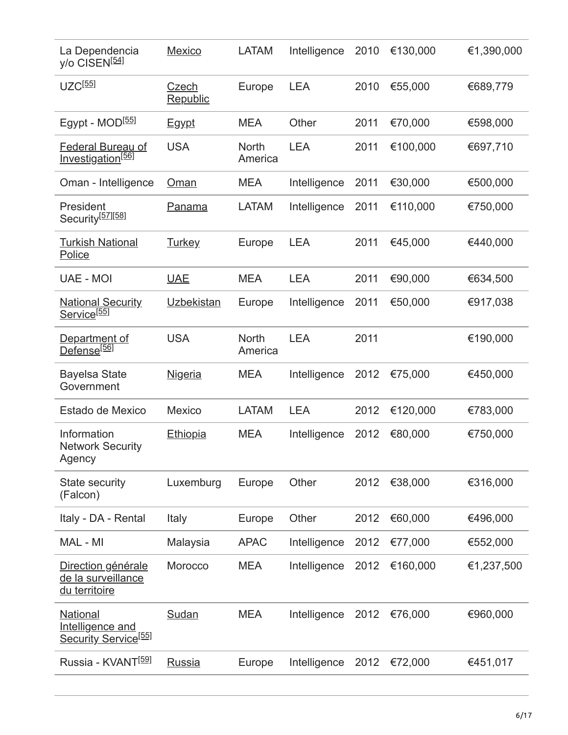| | | | | | | |
|---|---|---|---|---|---|---|
| La Dependencia y/o CISEN[54] | Mexico | LATAM | Intelligence | 2010 | €130,000 | €1,390,000 |
| UZC[55] | Czech Republic | Europe | LEA | 2010 | €55,000 | €689,779 |
| Egypt - MOD[55] | Egypt | MEA | Other | 2011 | €70,000 | €598,000 |
| Federal Bureau of Investigation[56] | USA | North America | LEA | 2011 | €100,000 | €697,710 |
| Oman - Intelligence | Oman | MEA | Intelligence | 2011 | €30,000 | €500,000 |
| President Security[57][58] | Panama | LATAM | Intelligence | 2011 | €110,000 | €750,000 |
| Turkish National Police | Turkey | Europe | LEA | 2011 | €45,000 | €440,000 |
| UAE - MOI | UAE | MEA | LEA | 2011 | €90,000 | €634,500 |
| National Security Service[55] | Uzbekistan | Europe | Intelligence | 2011 | €50,000 | €917,038 |
| Department of Defense[56] | USA | North America | LEA | 2011 | | €190,000 |
| Bayelsa State Government | Nigeria | MEA | Intelligence | 2012 | €75,000 | €450,000 |
| Estado de Mexico | Mexico | LATAM | LEA | 2012 | €120,000 | €783,000 |
| Information Network Security Agency | Ethiopia | MEA | Intelligence | 2012 | €80,000 | €750,000 |
| State security (Falcon) | Luxemburg | Europe | Other | 2012 | €38,000 | €316,000 |
| Italy - DA - Rental | Italy | Europe | Other | 2012 | €60,000 | €496,000 |
| MAL - MI | Malaysia | APAC | Intelligence | 2012 | €77,000 | €552,000 |
| Direction générale de la surveillance du territoire | Morocco | MEA | Intelligence | 2012 | €160,000 | €1,237,500 |
| National Intelligence and Security Service[55] | Sudan | MEA | Intelligence | 2012 | €76,000 | €960,000 |
| Russia - KVANT[59] | Russia | Europe | Intelligence | 2012 | €72,000 | €451,017 |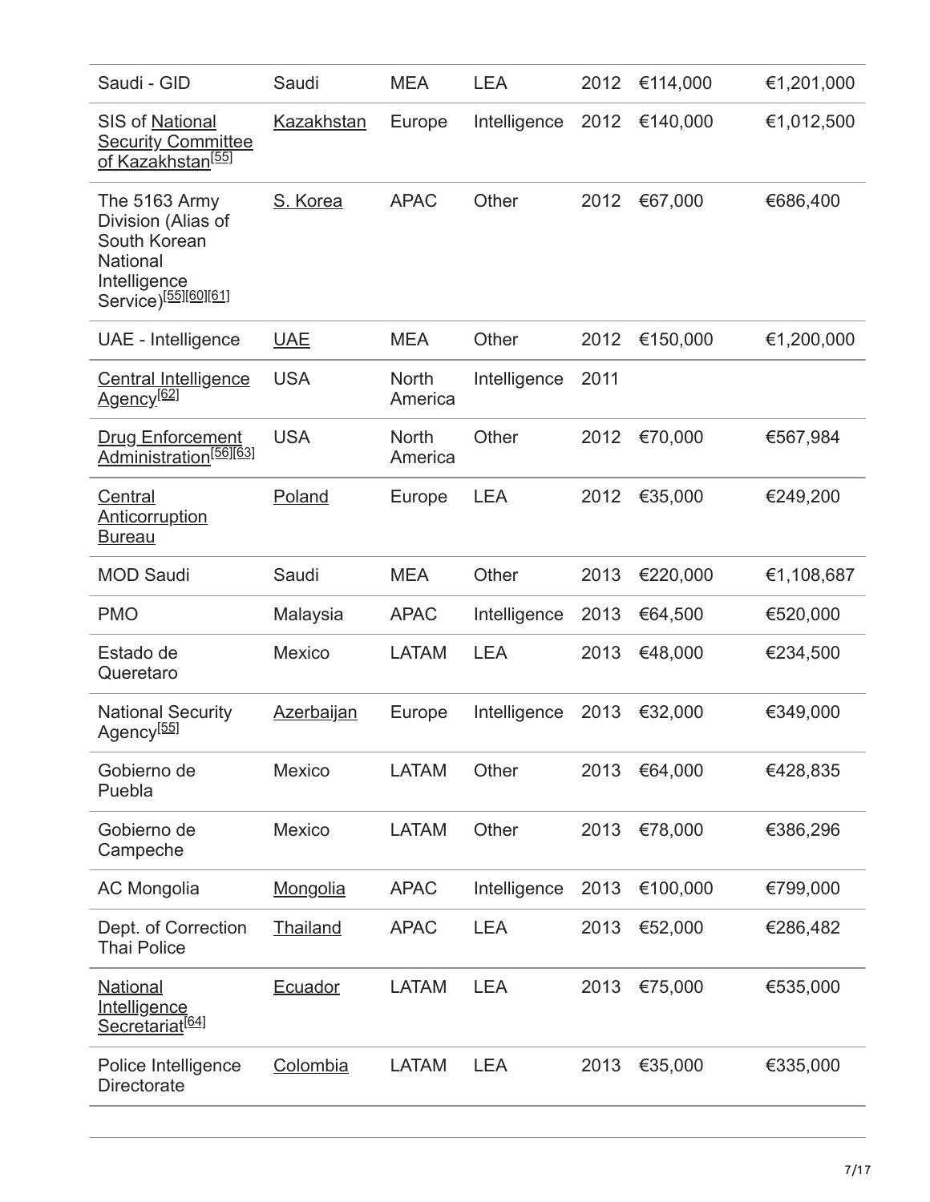| Saudi - GID | Saudi | MEA | LEA | 2012 | €114,000 | €1,201,000 |
|---|---|---|---|---|---|---|
| SIS of National Security Committee of Kazakhstan[55] | Kazakhstan | Europe | Intelligence | 2012 | €140,000 | €1,012,500 |
| The 5163 Army Division (Alias of South Korean National Intelligence Service)[55][60][61] | S. Korea | APAC | Other | 2012 | €67,000 | €686,400 |
| UAE - Intelligence | UAE | MEA | Other | 2012 | €150,000 | €1,200,000 |
| Central Intelligence Agency[62] | USA | North America | Intelligence | 2011 | | |
| Drug Enforcement Administration[56][63] | USA | North America | Other | 2012 | €70,000 | €567,984 |
| Central Anticorruption Bureau | Poland | Europe | LEA | 2012 | €35,000 | €249,200 |
| MOD Saudi | Saudi | MEA | Other | 2013 | €220,000 | €1,108,687 |
| PMO | Malaysia | APAC | Intelligence | 2013 | €64,500 | €520,000 |
| Estado de Queretaro | Mexico | LATAM | LEA | 2013 | €48,000 | €234,500 |
| National Security Agency[55] | Azerbaijan | Europe | Intelligence | 2013 | €32,000 | €349,000 |
| Gobierno de Puebla | Mexico | LATAM | Other | 2013 | €64,000 | €428,835 |
| Gobierno de Campeche | Mexico | LATAM | Other | 2013 | €78,000 | €386,296 |
| AC Mongolia | Mongolia | APAC | Intelligence | 2013 | €100,000 | €799,000 |
| Dept. of Correction Thai Police | Thailand | APAC | LEA | 2013 | €52,000 | €286,482 |
| National Intelligence Secretariat[64] | Ecuador | LATAM | LEA | 2013 | €75,000 | €535,000 |
| Police Intelligence Directorate | Colombia | LATAM | LEA | 2013 | €35,000 | €335,000 |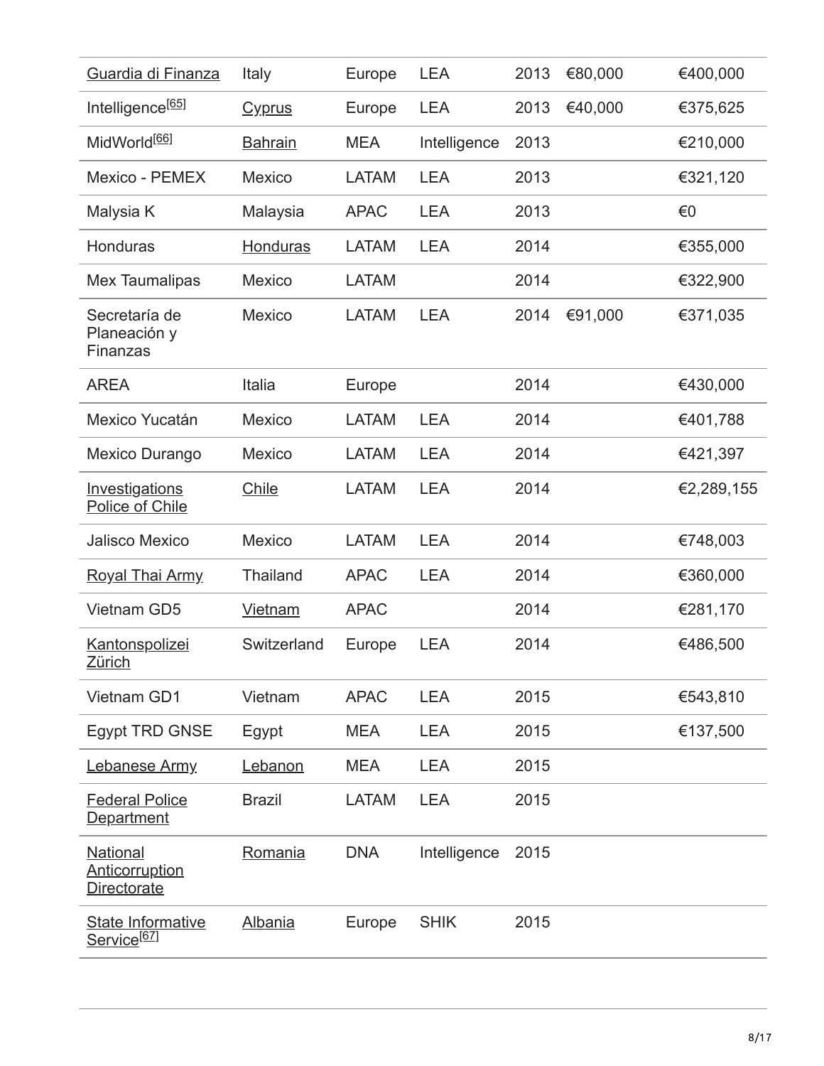| | | | | | | |
|---|---|---|---|---|---|---|
| Guardia di Finanza | Italy | Europe | LEA | 2013 | €80,000 | €400,000 |
| Intelligence[65] | Cyprus | Europe | LEA | 2013 | €40,000 | €375,625 |
| MidWorld[66] | Bahrain | MEA | Intelligence | 2013 | | €210,000 |
| Mexico - PEMEX | Mexico | LATAM | LEA | 2013 | | €321,120 |
| Malysia K | Malaysia | APAC | LEA | 2013 | | €0 |
| Honduras | Honduras | LATAM | LEA | 2014 | | €355,000 |
| Mex Taumalipas | Mexico | LATAM | | 2014 | | €322,900 |
| Secretaría de Planeación y Finanzas | Mexico | LATAM | LEA | 2014 | €91,000 | €371,035 |
| AREA | Italia | Europe | | 2014 | | €430,000 |
| Mexico Yucatán | Mexico | LATAM | LEA | 2014 | | €401,788 |
| Mexico Durango | Mexico | LATAM | LEA | 2014 | | €421,397 |
| Investigations Police of Chile | Chile | LATAM | LEA | 2014 | | €2,289,155 |
| Jalisco Mexico | Mexico | LATAM | LEA | 2014 | | €748,003 |
| Royal Thai Army | Thailand | APAC | LEA | 2014 | | €360,000 |
| Vietnam GD5 | Vietnam | APAC | | 2014 | | €281,170 |
| Kantonspolizei Zürich | Switzerland | Europe | LEA | 2014 | | €486,500 |
| Vietnam GD1 | Vietnam | APAC | LEA | 2015 | | €543,810 |
| Egypt TRD GNSE | Egypt | MEA | LEA | 2015 | | €137,500 |
| Lebanese Army | Lebanon | MEA | LEA | 2015 | | |
| Federal Police Department | Brazil | LATAM | LEA | 2015 | | |
| National Anticorruption Directorate | Romania | DNA | Intelligence | 2015 | | |
| State Informative Service[67] | Albania | Europe | SHIK | 2015 | | |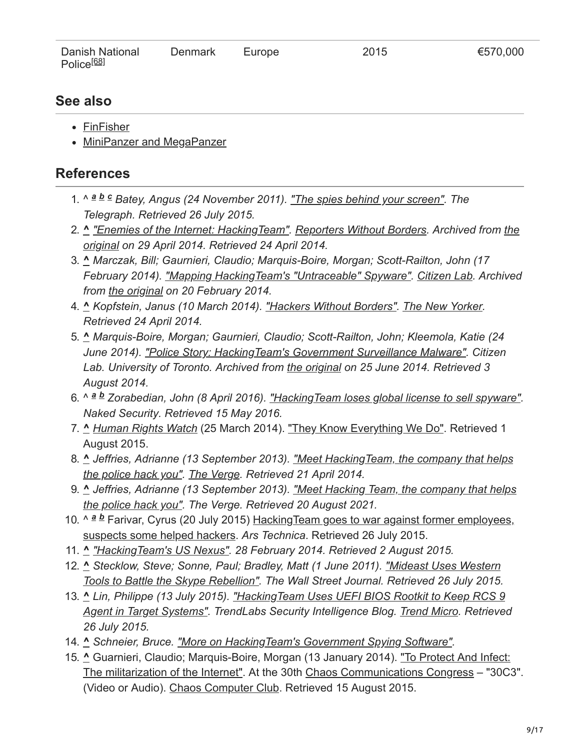| Danish National Police[68] | Denmark | Europe | 2015 | €570,000 |
|---|---|---|---|---|

## See also

- FinFisher
- MiniPanzer and MegaPanzer

## References

1. ^ *a* *b* *c* *Batey, Angus (24 November 2011). "The spies behind your screen". The Telegraph. Retrieved 26 July 2015.*
2. ^ *"Enemies of the Internet: HackingTeam". Reporters Without Borders. Archived from the original on 29 April 2014. Retrieved 24 April 2014.*
3. ^ *Marczak, Bill; Gaurnieri, Claudio; Marquis-Boire, Morgan; Scott-Railton, John (17 February 2014). "Mapping HackingTeam's "Untraceable" Spyware". Citizen Lab. Archived from the original on 20 February 2014.*
4. ^ *Kopfstein, Janus (10 March 2014). "Hackers Without Borders". The New Yorker. Retrieved 24 April 2014.*
5. ^ *Marquis-Boire, Morgan; Gaurnieri, Claudio; Scott-Railton, John; Kleemola, Katie (24 June 2014). "Police Story: HackingTeam's Government Surveillance Malware". Citizen Lab. University of Toronto. Archived from the original on 25 June 2014. Retrieved 3 August 2014.*
6. ^ *a* *b* *Zorabedian, John (8 April 2016). "HackingTeam loses global license to sell spyware". Naked Security. Retrieved 15 May 2016.*
7. ^ *Human Rights Watch* (25 March 2014). "They Know Everything We Do". Retrieved 1 August 2015.
8. ^ *Jeffries, Adrianne (13 September 2013). "Meet HackingTeam, the company that helps the police hack you". The Verge. Retrieved 21 April 2014.*
9. ^ *Jeffries, Adrianne (13 September 2013). "Meet Hacking Team, the company that helps the police hack you". The Verge. Retrieved 20 August 2021.*
10. ^ *a* *b* Farivar, Cyrus (20 July 2015) HackingTeam goes to war against former employees, suspects some helped hackers. *Ars Technica*. Retrieved 26 July 2015.
11. ^ *"HackingTeam's US Nexus". 28 February 2014. Retrieved 2 August 2015.*
12. ^ *Stecklow, Steve; Sonne, Paul; Bradley, Matt (1 June 2011). "Mideast Uses Western Tools to Battle the Skype Rebellion". The Wall Street Journal. Retrieved 26 July 2015.*
13. ^ *Lin, Philippe (13 July 2015). "HackingTeam Uses UEFI BIOS Rootkit to Keep RCS 9 Agent in Target Systems". TrendLabs Security Intelligence Blog. Trend Micro. Retrieved 26 July 2015.*
14. ^ *Schneier, Bruce. "More on HackingTeam's Government Spying Software".*
15. ^ Guarnieri, Claudio; Marquis-Boire, Morgan (13 January 2014). "To Protect And Infect: The militarization of the Internet". At the 30th Chaos Communications Congress – "30C3". (Video or Audio). Chaos Computer Club. Retrieved 15 August 2015.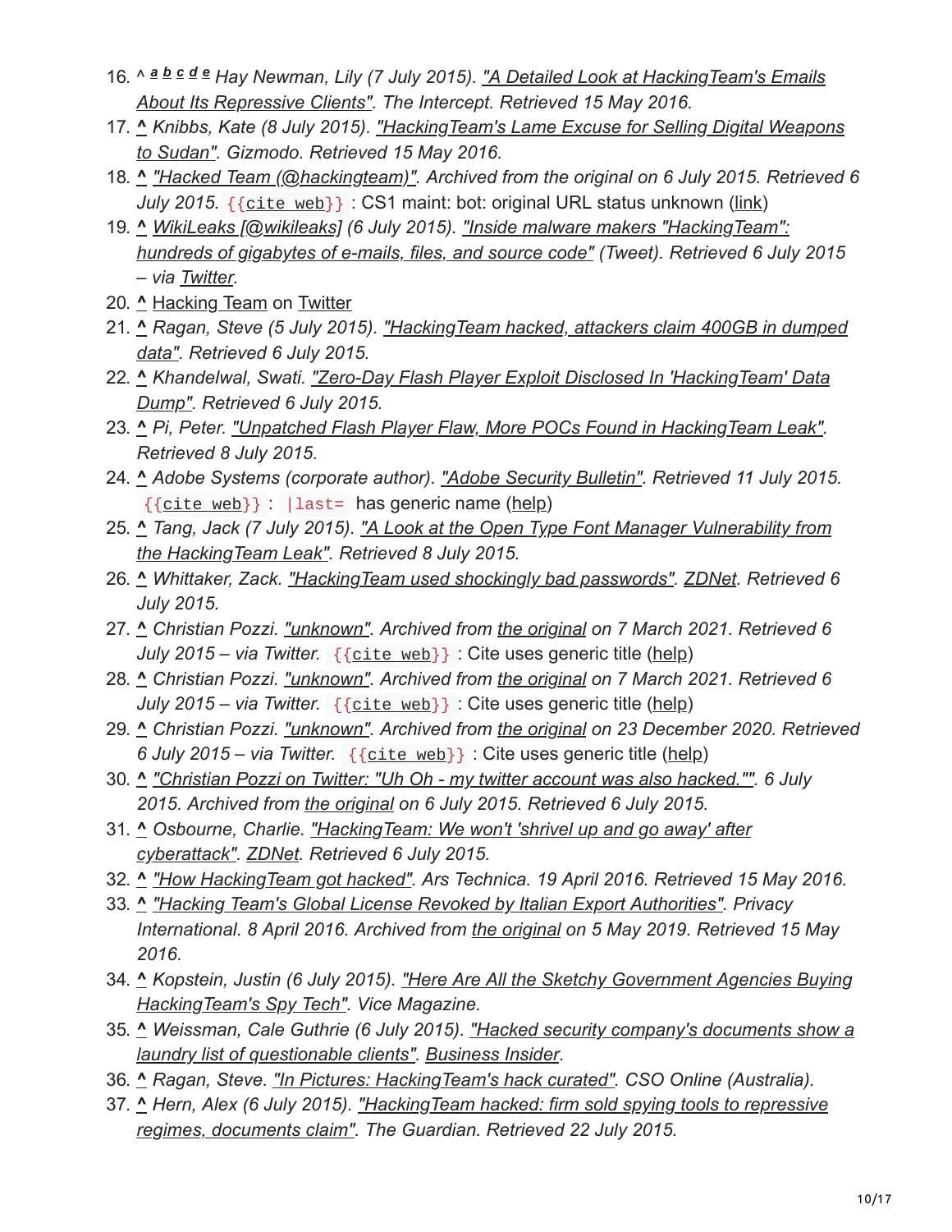16. ^ a b c d e Hay Newman, Lily (7 July 2015). "A Detailed Look at HackingTeam's Emails About Its Repressive Clients". The Intercept. Retrieved 15 May 2016.
17. ^ Knibbs, Kate (8 July 2015). "HackingTeam's Lame Excuse for Selling Digital Weapons to Sudan". Gizmodo. Retrieved 15 May 2016.
18. ^ "Hacked Team (@hackingteam)". Archived from the original on 6 July 2015. Retrieved 6 July 2015. `{{cite web}}` : CS1 maint: bot: original URL status unknown (link)
19. ^ WikiLeaks [@wikileaks] (6 July 2015). "Inside malware makers "HackingTeam": hundreds of gigabytes of e-mails, files, and source code" (Tweet). Retrieved 6 July 2015 – via Twitter.
20. ^ Hacking Team on Twitter
21. ^ Ragan, Steve (5 July 2015). "HackingTeam hacked, attackers claim 400GB in dumped data". Retrieved 6 July 2015.
22. ^ Khandelwal, Swati. "Zero-Day Flash Player Exploit Disclosed In 'HackingTeam' Data Dump". Retrieved 6 July 2015.
23. ^ Pi, Peter. "Unpatched Flash Player Flaw, More POCs Found in HackingTeam Leak". Retrieved 8 July 2015.
24. ^ Adobe Systems (corporate author). "Adobe Security Bulletin". Retrieved 11 July 2015. `{{cite web}}` : `|last=` has generic name (help)
25. ^ Tang, Jack (7 July 2015). "A Look at the Open Type Font Manager Vulnerability from the HackingTeam Leak". Retrieved 8 July 2015.
26. ^ Whittaker, Zack. "HackingTeam used shockingly bad passwords". ZDNet. Retrieved 6 July 2015.
27. ^ Christian Pozzi. "unknown". Archived from the original on 7 March 2021. Retrieved 6 July 2015 – via Twitter. `{{cite web}}` : Cite uses generic title (help)
28. ^ Christian Pozzi. "unknown". Archived from the original on 7 March 2021. Retrieved 6 July 2015 – via Twitter. `{{cite web}}` : Cite uses generic title (help)
29. ^ Christian Pozzi. "unknown". Archived from the original on 23 December 2020. Retrieved 6 July 2015 – via Twitter. `{{cite web}}` : Cite uses generic title (help)
30. ^ "Christian Pozzi on Twitter: "Uh Oh - my twitter account was also hacked."". 6 July 2015. Archived from the original on 6 July 2015. Retrieved 6 July 2015.
31. ^ Osbourne, Charlie. "HackingTeam: We won't 'shrivel up and go away' after cyberattack". ZDNet. Retrieved 6 July 2015.
32. ^ "How HackingTeam got hacked". Ars Technica. 19 April 2016. Retrieved 15 May 2016.
33. ^ "Hacking Team's Global License Revoked by Italian Export Authorities". Privacy International. 8 April 2016. Archived from the original on 5 May 2019. Retrieved 15 May 2016.
34. ^ Kopstein, Justin (6 July 2015). "Here Are All the Sketchy Government Agencies Buying HackingTeam's Spy Tech". Vice Magazine.
35. ^ Weissman, Cale Guthrie (6 July 2015). "Hacked security company's documents show a laundry list of questionable clients". Business Insider.
36. ^ Ragan, Steve. "In Pictures: HackingTeam's hack curated". CSO Online (Australia).
37. ^ Hern, Alex (6 July 2015). "HackingTeam hacked: firm sold spying tools to repressive regimes, documents claim". The Guardian. Retrieved 22 July 2015.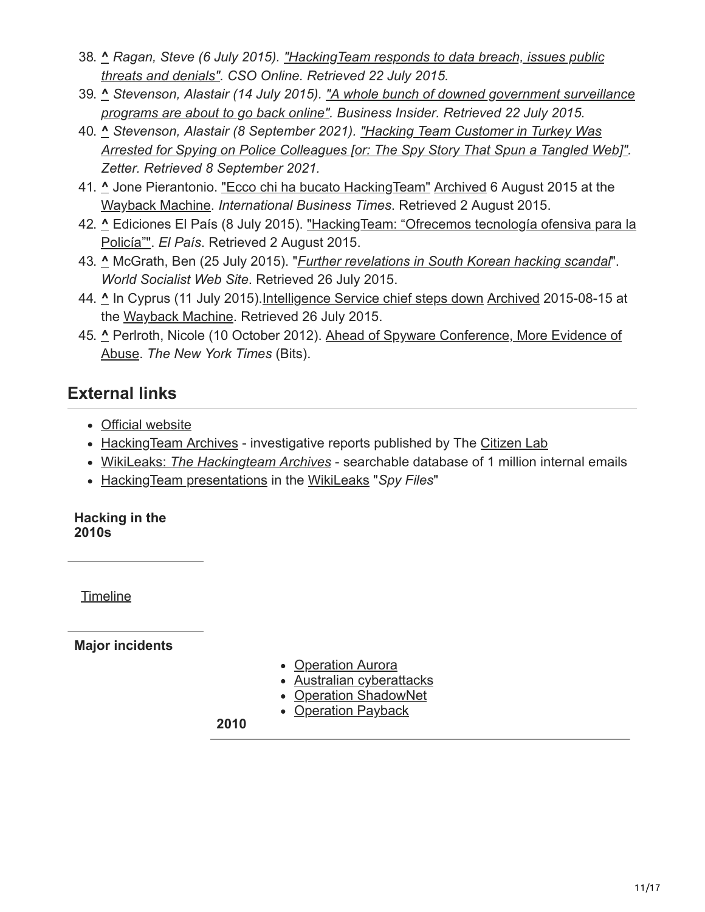38. ^ *Ragan, Steve (6 July 2015). "HackingTeam responds to data breach, issues public threats and denials". CSO Online. Retrieved 22 July 2015.*
39. ^ *Stevenson, Alastair (14 July 2015). "A whole bunch of downed government surveillance programs are about to go back online". Business Insider. Retrieved 22 July 2015.*
40. ^ *Stevenson, Alastair (8 September 2021). "Hacking Team Customer in Turkey Was Arrested for Spying on Police Colleagues [or: The Spy Story That Spun a Tangled Web]". Zetter. Retrieved 8 September 2021.*
41. ^ Jone Pierantonio. "Ecco chi ha bucato HackingTeam" Archived 6 August 2015 at the Wayback Machine. *International Business Times*. Retrieved 2 August 2015.
42. ^ Ediciones El País (8 July 2015). "HackingTeam: "Ofrecemos tecnología ofensiva para la Policía"". *El País*. Retrieved 2 August 2015.
43. ^ McGrath, Ben (25 July 2015). "*Further revelations in South Korean hacking scandal*". *World Socialist Web Site*. Retrieved 26 July 2015.
44. ^ In Cyprus (11 July 2015).Intelligence Service chief steps down Archived 2015-08-15 at the Wayback Machine. Retrieved 26 July 2015.
45. ^ Perlroth, Nicole (10 October 2012). Ahead of Spyware Conference, More Evidence of Abuse. *The New York Times* (Bits).

## External links

- Official website
- HackingTeam Archives - investigative reports published by The Citizen Lab
- WikiLeaks: *The Hackingteam Archives* - searchable database of 1 million internal emails
- HackingTeam presentations in the WikiLeaks "*Spy Files*"

**Hacking in the 2010s**

Timeline

**Major incidents**

**2010**

- Operation Aurora
- Australian cyberattacks
- Operation ShadowNet
- Operation Payback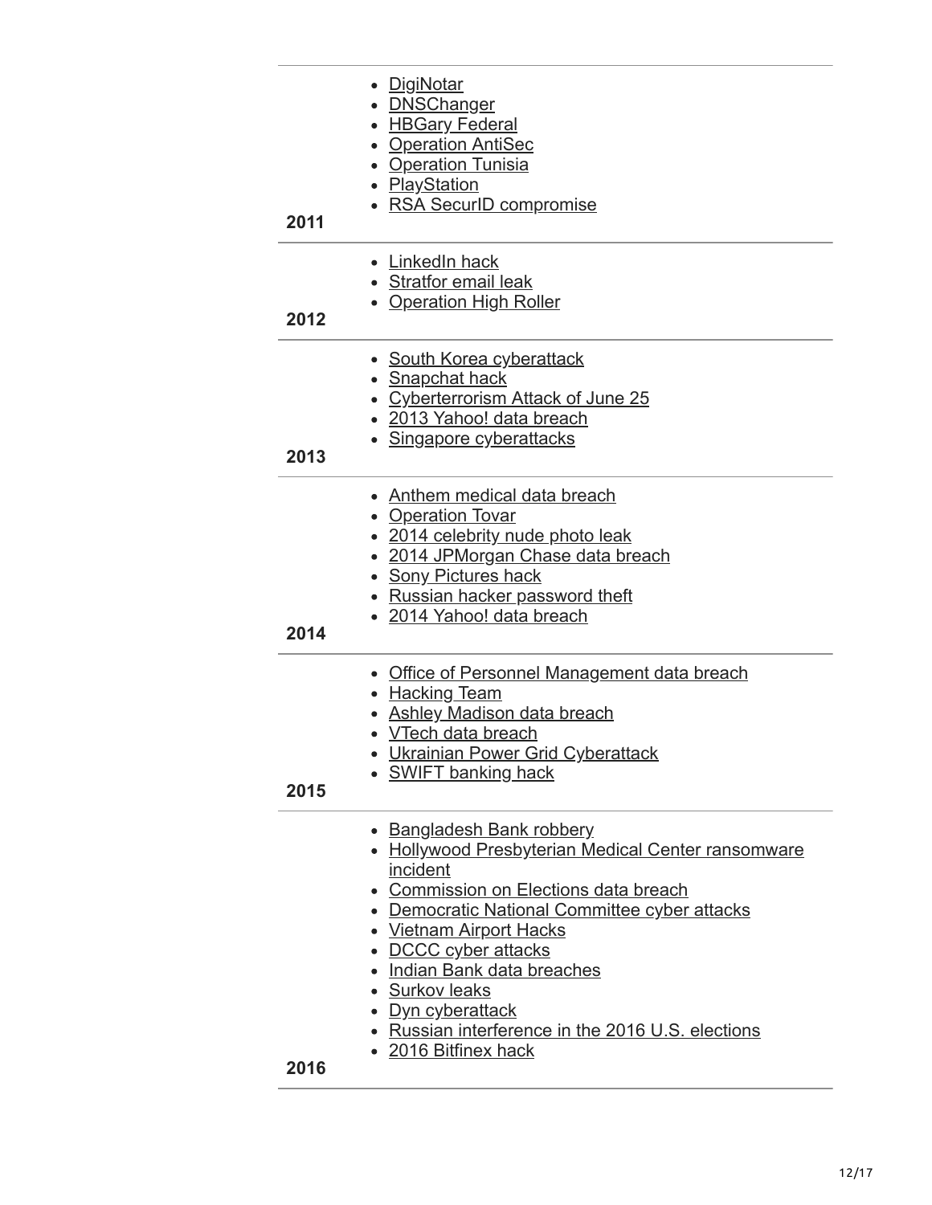| | |
|---|---|
| 2011 | • DigiNotar<br>• DNSChanger<br>• HBGary Federal<br>• Operation AntiSec<br>• Operation Tunisia<br>• PlayStation<br>• RSA SecurID compromise |
| 2012 | • LinkedIn hack<br>• Stratfor email leak<br>• Operation High Roller |
| 2013 | • South Korea cyberattack<br>• Snapchat hack<br>• Cyberterrorism Attack of June 25<br>• 2013 Yahoo! data breach<br>• Singapore cyberattacks |
| 2014 | • Anthem medical data breach<br>• Operation Tovar<br>• 2014 celebrity nude photo leak<br>• 2014 JPMorgan Chase data breach<br>• Sony Pictures hack<br>• Russian hacker password theft<br>• 2014 Yahoo! data breach |
| 2015 | • Office of Personnel Management data breach<br>• Hacking Team<br>• Ashley Madison data breach<br>• VTech data breach<br>• Ukrainian Power Grid Cyberattack<br>• SWIFT banking hack |
| 2016 | • Bangladesh Bank robbery<br>• Hollywood Presbyterian Medical Center ransomware incident<br>• Commission on Elections data breach<br>• Democratic National Committee cyber attacks<br>• Vietnam Airport Hacks<br>• DCCC cyber attacks<br>• Indian Bank data breaches<br>• Surkov leaks<br>• Dyn cyberattack<br>• Russian interference in the 2016 U.S. elections<br>• 2016 Bitfinex hack |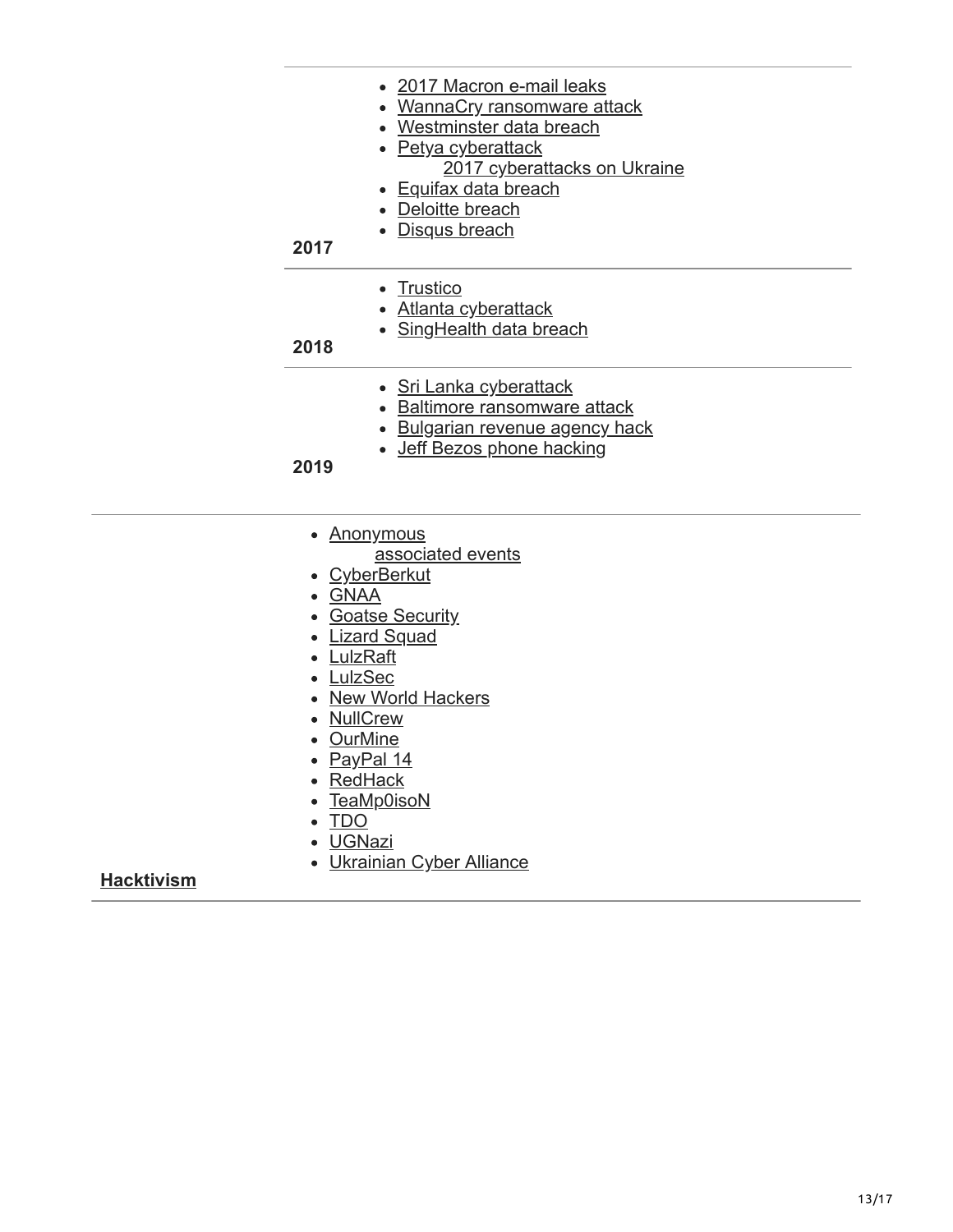| | |
|---|---|
| **2017** | - 2017 Macron e-mail leaks<br>- WannaCry ransomware attack<br>- Westminster data breach<br>- Petya cyberattack<br>  - 2017 cyberattacks on Ukraine<br>- Equifax data breach<br>- Deloitte breach<br>- Disqus breach |
| **2018** | - Trustico<br>- Atlanta cyberattack<br>- SingHealth data breach |
| **2019** | - Sri Lanka cyberattack<br>- Baltimore ransomware attack<br>- Bulgarian revenue agency hack<br>- Jeff Bezos phone hacking |

| | |
|---|---|
| **Hacktivism** | - Anonymous<br>  - associated events<br>- CyberBerkut<br>- GNAA<br>- Goatse Security<br>- Lizard Squad<br>- LulzRaft<br>- LulzSec<br>- New World Hackers<br>- NullCrew<br>- OurMine<br>- PayPal 14<br>- RedHack<br>- TeaMp0isoN<br>- TDO<br>- UGNazi<br>- Ukrainian Cyber Alliance |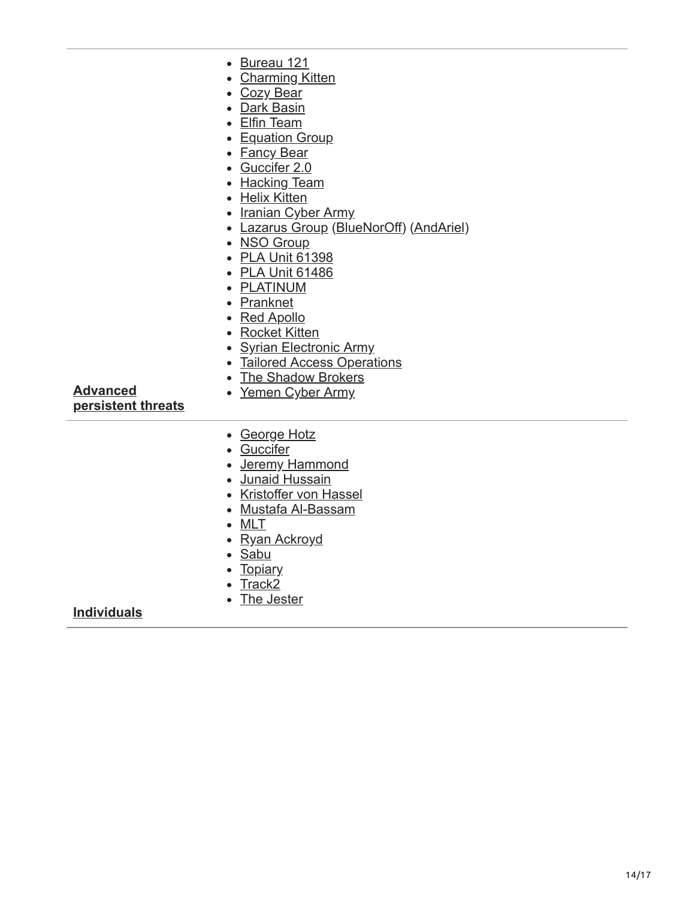| | |
| --- | --- |
| **Advanced persistent threats** | • Bureau 121<br>• Charming Kitten<br>• Cozy Bear<br>• Dark Basin<br>• Elfin Team<br>• Equation Group<br>• Fancy Bear<br>• Guccifer 2.0<br>• Hacking Team<br>• Helix Kitten<br>• Iranian Cyber Army<br>• Lazarus Group (BlueNorOff) (AndAriel)<br>• NSO Group<br>• PLA Unit 61398<br>• PLA Unit 61486<br>• PLATINUM<br>• Pranknet<br>• Red Apollo<br>• Rocket Kitten<br>• Syrian Electronic Army<br>• Tailored Access Operations<br>• The Shadow Brokers<br>• Yemen Cyber Army |
| **Individuals** | • George Hotz<br>• Guccifer<br>• Jeremy Hammond<br>• Junaid Hussain<br>• Kristoffer von Hassel<br>• Mustafa Al-Bassam<br>• MLT<br>• Ryan Ackroyd<br>• Sabu<br>• Topiary<br>• Track2<br>• The Jester |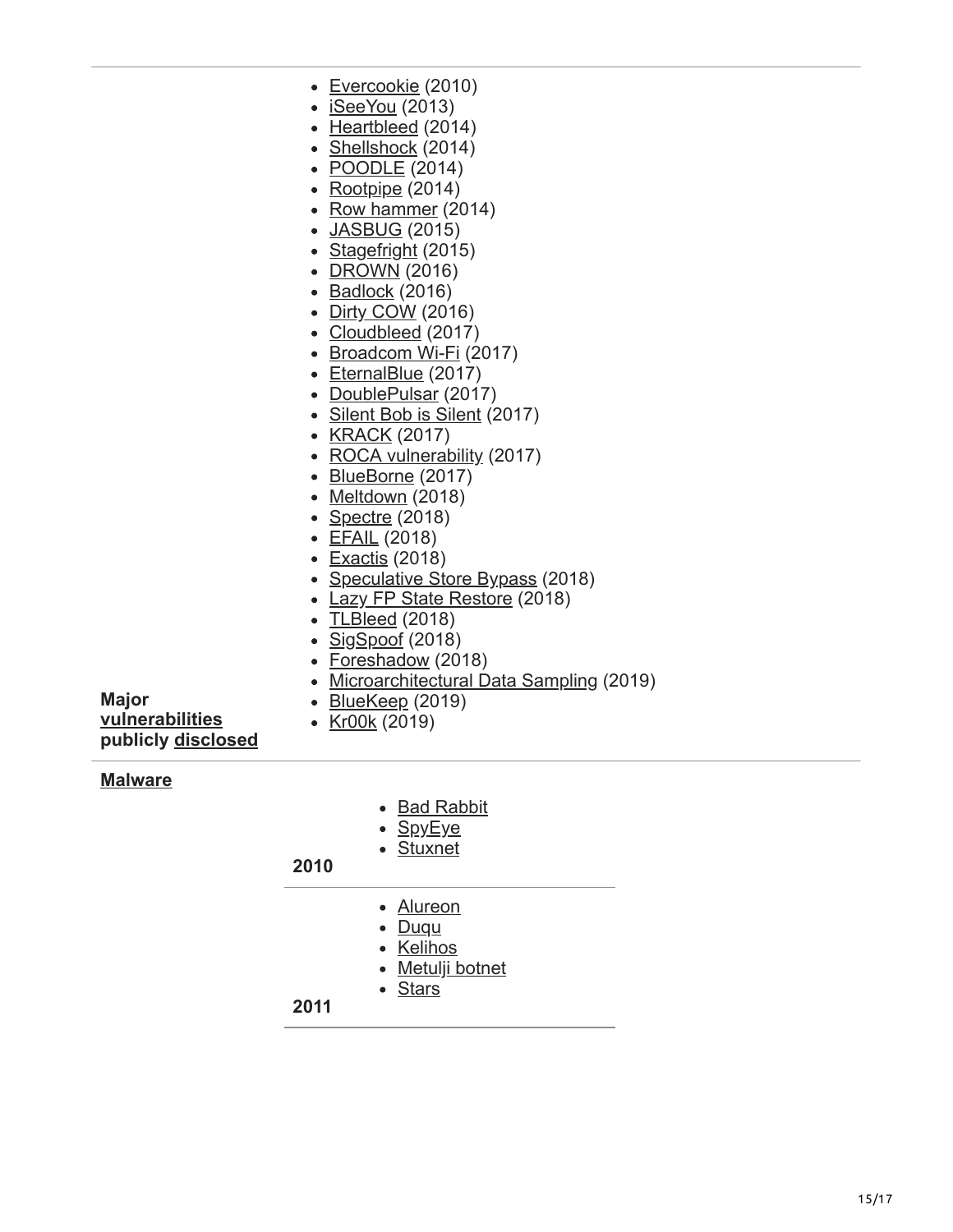| | |
|---|---|
| **Major vulnerabilities publicly disclosed** | <ul><li>Evercookie (2010)</li><li>iSeeYou (2013)</li><li>Heartbleed (2014)</li><li>Shellshock (2014)</li><li>POODLE (2014)</li><li>Rootpipe (2014)</li><li>Row hammer (2014)</li><li>JASBUG (2015)</li><li>Stagefright (2015)</li><li>DROWN (2016)</li><li>Badlock (2016)</li><li>Dirty COW (2016)</li><li>Cloudbleed (2017)</li><li>Broadcom Wi-Fi (2017)</li><li>EternalBlue (2017)</li><li>DoublePulsar (2017)</li><li>Silent Bob is Silent (2017)</li><li>KRACK (2017)</li><li>ROCA vulnerability (2017)</li><li>BlueBorne (2017)</li><li>Meltdown (2018)</li><li>Spectre (2018)</li><li>EFAIL (2018)</li><li>Exactis (2018)</li><li>Speculative Store Bypass (2018)</li><li>Lazy FP State Restore (2018)</li><li>TLBleed (2018)</li><li>SigSpoof (2018)</li><li>Foreshadow (2018)</li><li>Microarchitectural Data Sampling (2019)</li><li>BlueKeep (2019)</li><li>Kr00k (2019)</li></ul> |

**Malware**

| | |
|---|---|
| **2010** | <ul><li>Bad Rabbit</li><li>SpyEye</li><li>Stuxnet</li></ul> |
| **2011** | <ul><li>Alureon</li><li>Duqu</li><li>Kelihos</li><li>Metulji botnet</li><li>Stars</li></ul> |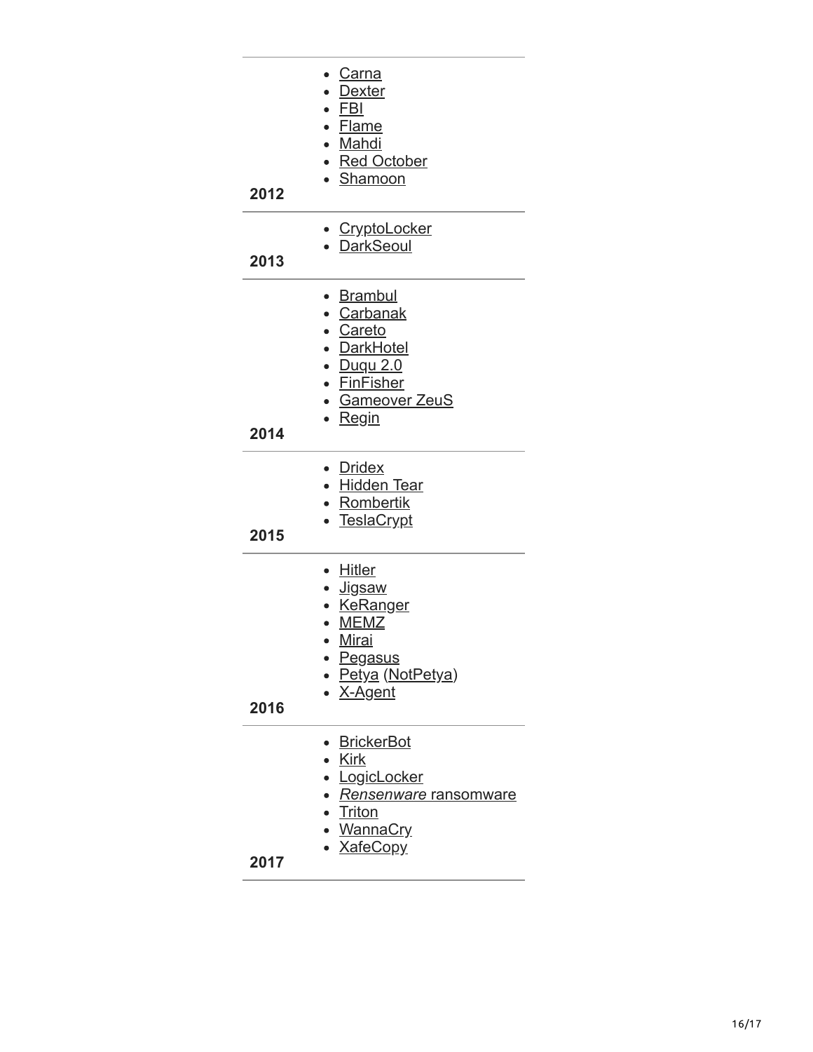| | |
|---|---|
| 2012 | <ul><li>Carna</li><li>Dexter</li><li>FBI</li><li>Flame</li><li>Mahdi</li><li>Red October</li><li>Shamoon</li></ul> |
| 2013 | <ul><li>CryptoLocker</li><li>DarkSeoul</li></ul> |
| 2014 | <ul><li>Brambul</li><li>Carbanak</li><li>Careto</li><li>DarkHotel</li><li>Duqu 2.0</li><li>FinFisher</li><li>Gameover ZeuS</li><li>Regin</li></ul> |
| 2015 | <ul><li>Dridex</li><li>Hidden Tear</li><li>Rombertik</li><li>TeslaCrypt</li></ul> |
| 2016 | <ul><li>Hitler</li><li>Jigsaw</li><li>KeRanger</li><li>MEMZ</li><li>Mirai</li><li>Pegasus</li><li>Petya (NotPetya)</li><li>X-Agent</li></ul> |
| 2017 | <ul><li>BrickerBot</li><li>Kirk</li><li>LogicLocker</li><li>*Rensenware* ransomware</li><li>Triton</li><li>WannaCry</li><li>XafeCopy</li></ul> |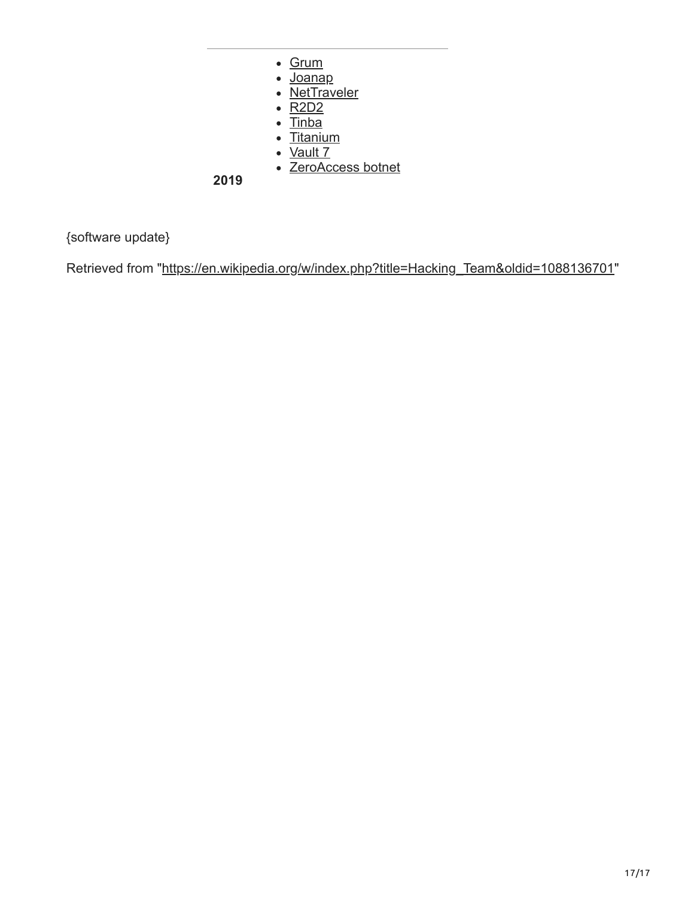- Grum
- Joanap
- NetTraveler
- R2D2
- Tinba
- Titanium
- Vault 7
- ZeroAccess botnet

**2019**

{software update}

Retrieved from "https://en.wikipedia.org/w/index.php?title=Hacking_Team&oldid=1088136701"